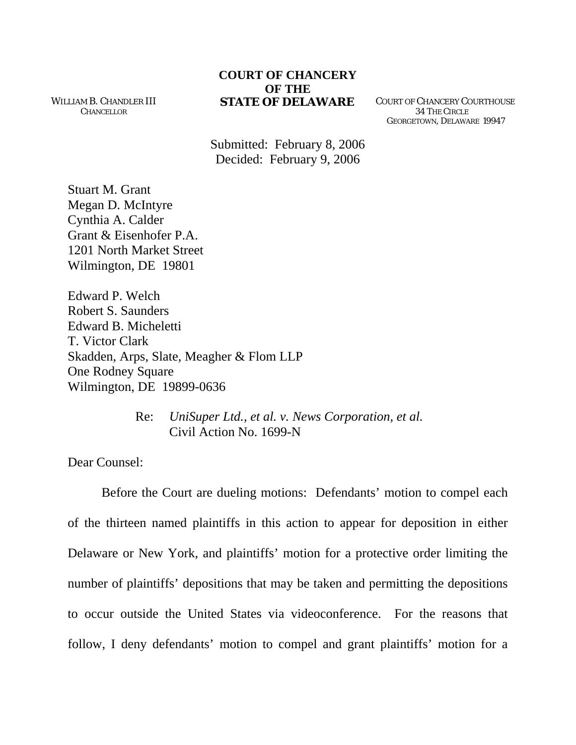**COURT OF CHANCERY**
**OF THE**
**STATE OF DELAWARE**

WILLIAM B. CHANDLER III
CHANCELLOR

COURT OF CHANCERY COURTHOUSE
34 THE CIRCLE
GEORGETOWN, DELAWARE 19947

Submitted: February 8, 2006
Decided: February 9, 2006

Stuart M. Grant
Megan D. McIntyre
Cynthia A. Calder
Grant & Eisenhofer P.A.
1201 North Market Street
Wilmington, DE 19801

Edward P. Welch
Robert S. Saunders
Edward B. Micheletti
T. Victor Clark
Skadden, Arps, Slate, Meagher & Flom LLP
One Rodney Square
Wilmington, DE 19899-0636

Re: *UniSuper Ltd., et al. v. News Corporation, et al.*
Civil Action No. 1699-N

Dear Counsel:

Before the Court are dueling motions: Defendants' motion to compel each of the thirteen named plaintiffs in this action to appear for deposition in either Delaware or New York, and plaintiffs' motion for a protective order limiting the number of plaintiffs' depositions that may be taken and permitting the depositions to occur outside the United States via videoconference. For the reasons that follow, I deny defendants' motion to compel and grant plaintiffs' motion for a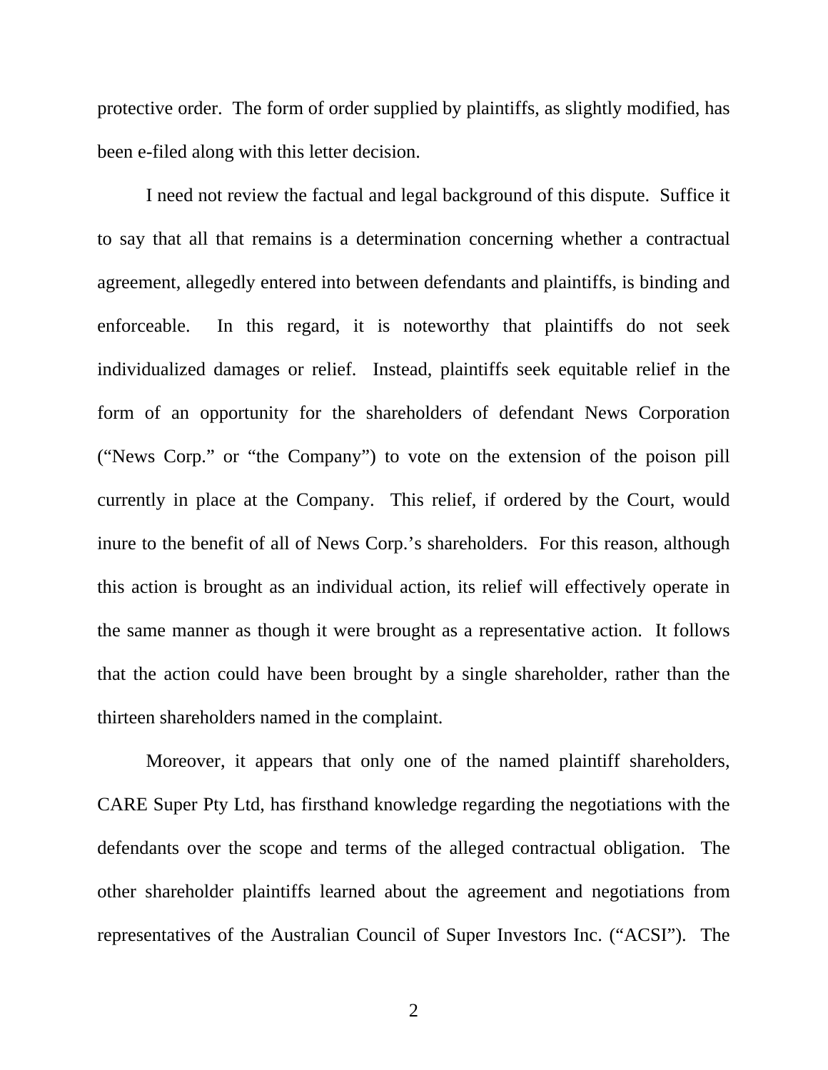protective order. The form of order supplied by plaintiffs, as slightly modified, has been e-filed along with this letter decision.

I need not review the factual and legal background of this dispute. Suffice it to say that all that remains is a determination concerning whether a contractual agreement, allegedly entered into between defendants and plaintiffs, is binding and enforceable. In this regard, it is noteworthy that plaintiffs do not seek individualized damages or relief. Instead, plaintiffs seek equitable relief in the form of an opportunity for the shareholders of defendant News Corporation ("News Corp." or "the Company") to vote on the extension of the poison pill currently in place at the Company. This relief, if ordered by the Court, would inure to the benefit of all of News Corp.'s shareholders. For this reason, although this action is brought as an individual action, its relief will effectively operate in the same manner as though it were brought as a representative action. It follows that the action could have been brought by a single shareholder, rather than the thirteen shareholders named in the complaint.

Moreover, it appears that only one of the named plaintiff shareholders, CARE Super Pty Ltd, has firsthand knowledge regarding the negotiations with the defendants over the scope and terms of the alleged contractual obligation. The other shareholder plaintiffs learned about the agreement and negotiations from representatives of the Australian Council of Super Investors Inc. ("ACSI"). The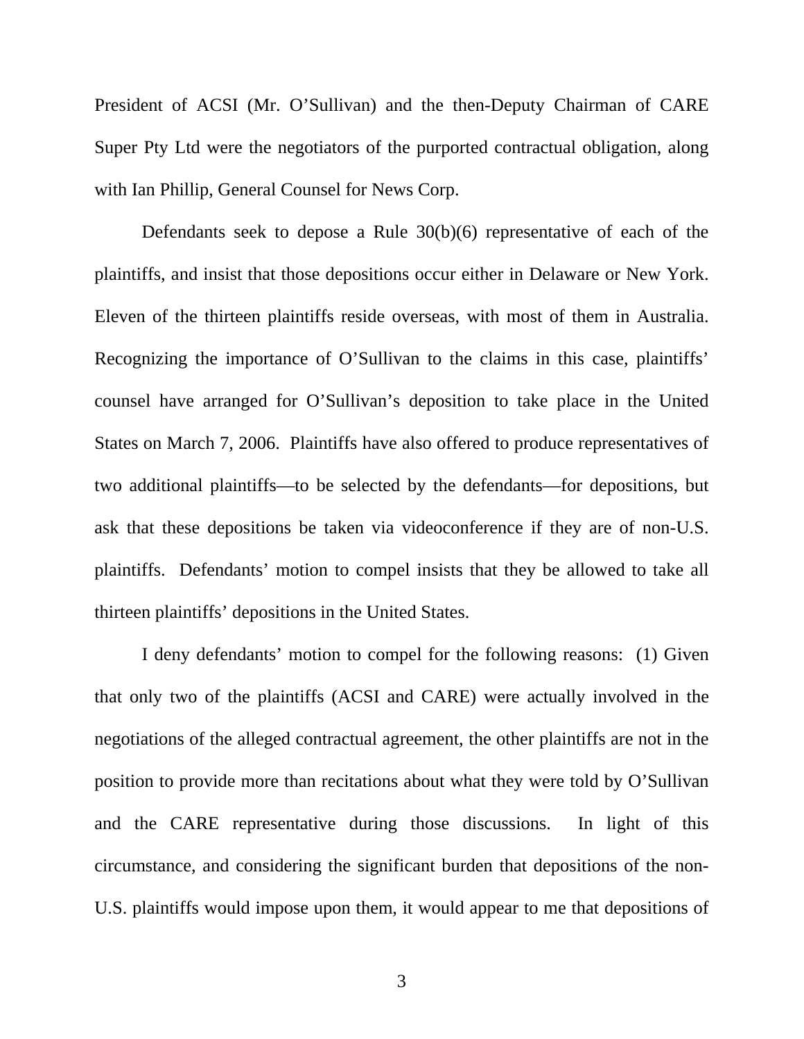President of ACSI (Mr. O'Sullivan) and the then-Deputy Chairman of CARE Super Pty Ltd were the negotiators of the purported contractual obligation, along with Ian Phillip, General Counsel for News Corp.

Defendants seek to depose a Rule 30(b)(6) representative of each of the plaintiffs, and insist that those depositions occur either in Delaware or New York. Eleven of the thirteen plaintiffs reside overseas, with most of them in Australia. Recognizing the importance of O'Sullivan to the claims in this case, plaintiffs' counsel have arranged for O'Sullivan's deposition to take place in the United States on March 7, 2006. Plaintiffs have also offered to produce representatives of two additional plaintiffs—to be selected by the defendants—for depositions, but ask that these depositions be taken via videoconference if they are of non-U.S. plaintiffs. Defendants' motion to compel insists that they be allowed to take all thirteen plaintiffs' depositions in the United States.

I deny defendants' motion to compel for the following reasons: (1) Given that only two of the plaintiffs (ACSI and CARE) were actually involved in the negotiations of the alleged contractual agreement, the other plaintiffs are not in the position to provide more than recitations about what they were told by O'Sullivan and the CARE representative during those discussions. In light of this circumstance, and considering the significant burden that depositions of the non-U.S. plaintiffs would impose upon them, it would appear to me that depositions of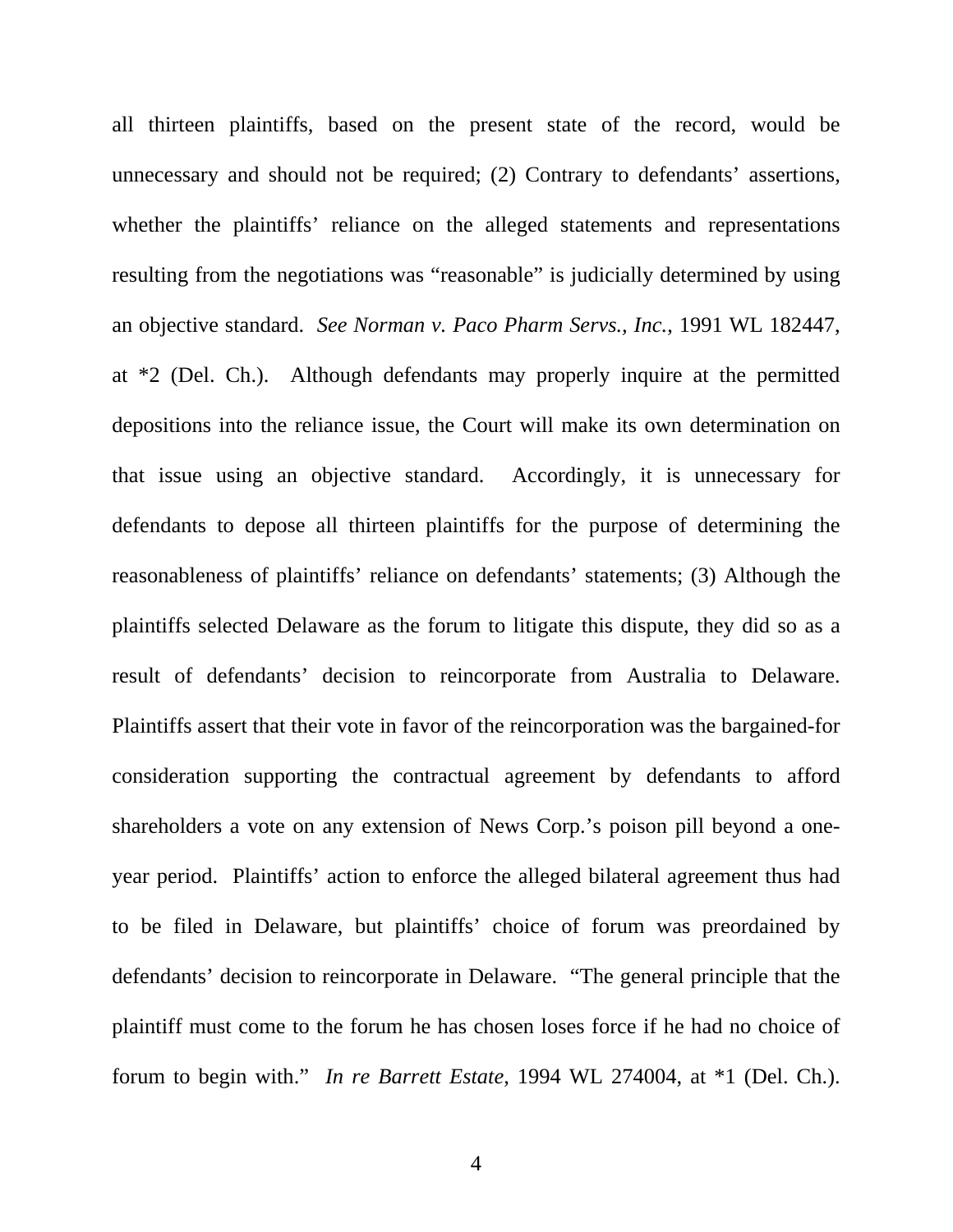all thirteen plaintiffs, based on the present state of the record, would be unnecessary and should not be required; (2) Contrary to defendants' assertions, whether the plaintiffs' reliance on the alleged statements and representations resulting from the negotiations was "reasonable" is judicially determined by using an objective standard. *See Norman v. Paco Pharm Servs., Inc.*, 1991 WL 182447, at *2 (Del. Ch.). Although defendants may properly inquire at the permitted depositions into the reliance issue, the Court will make its own determination on that issue using an objective standard. Accordingly, it is unnecessary for defendants to depose all thirteen plaintiffs for the purpose of determining the reasonableness of plaintiffs' reliance on defendants' statements; (3) Although the plaintiffs selected Delaware as the forum to litigate this dispute, they did so as a result of defendants' decision to reincorporate from Australia to Delaware. Plaintiffs assert that their vote in favor of the reincorporation was the bargained-for consideration supporting the contractual agreement by defendants to afford shareholders a vote on any extension of News Corp.'s poison pill beyond a one-year period. Plaintiffs' action to enforce the alleged bilateral agreement thus had to be filed in Delaware, but plaintiffs' choice of forum was preordained by defendants' decision to reincorporate in Delaware. "The general principle that the plaintiff must come to the forum he has chosen loses force if he had no choice of forum to begin with." *In re Barrett Estate*, 1994 WL 274004, at *1 (Del. Ch.).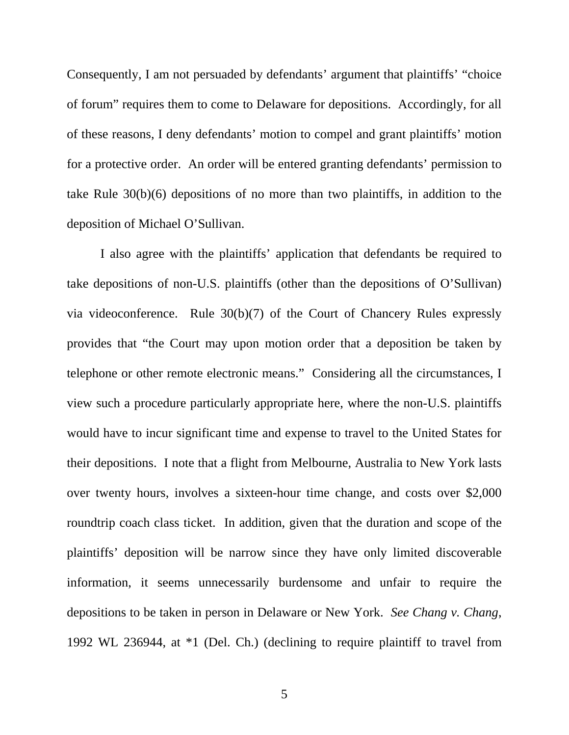Consequently, I am not persuaded by defendants' argument that plaintiffs' "choice of forum" requires them to come to Delaware for depositions. Accordingly, for all of these reasons, I deny defendants' motion to compel and grant plaintiffs' motion for a protective order. An order will be entered granting defendants' permission to take Rule 30(b)(6) depositions of no more than two plaintiffs, in addition to the deposition of Michael O'Sullivan.

I also agree with the plaintiffs' application that defendants be required to take depositions of non-U.S. plaintiffs (other than the depositions of O'Sullivan) via videoconference. Rule 30(b)(7) of the Court of Chancery Rules expressly provides that "the Court may upon motion order that a deposition be taken by telephone or other remote electronic means." Considering all the circumstances, I view such a procedure particularly appropriate here, where the non-U.S. plaintiffs would have to incur significant time and expense to travel to the United States for their depositions. I note that a flight from Melbourne, Australia to New York lasts over twenty hours, involves a sixteen-hour time change, and costs over $2,000 roundtrip coach class ticket. In addition, given that the duration and scope of the plaintiffs' deposition will be narrow since they have only limited discoverable information, it seems unnecessarily burdensome and unfair to require the depositions to be taken in person in Delaware or New York. *See Chang v. Chang*, 1992 WL 236944, at *1 (Del. Ch.) (declining to require plaintiff to travel from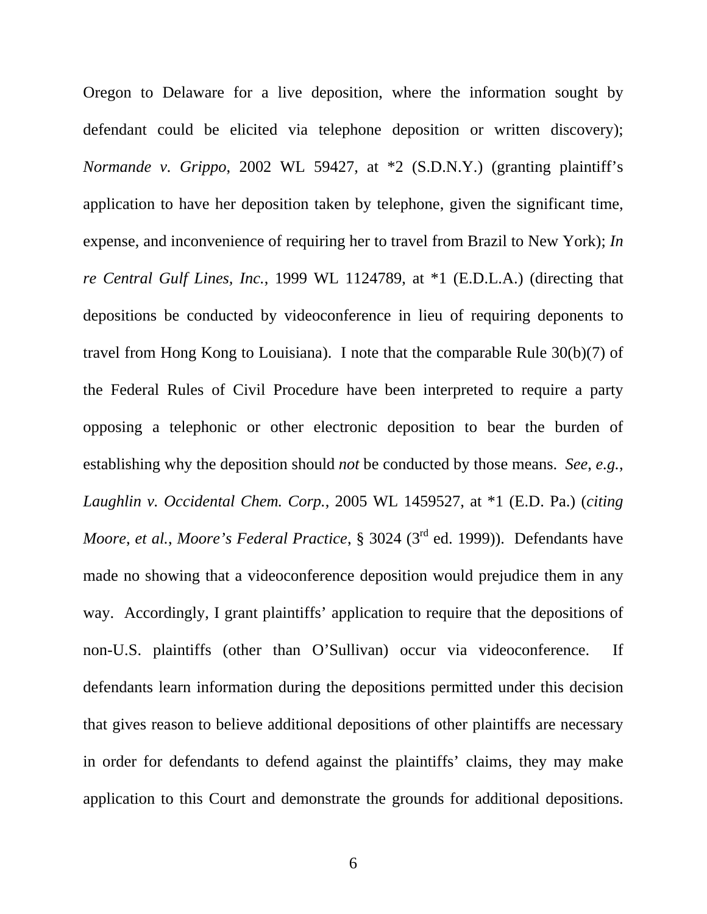Oregon to Delaware for a live deposition, where the information sought by defendant could be elicited via telephone deposition or written discovery); *Normande v. Grippo*, 2002 WL 59427, at *2 (S.D.N.Y.) (granting plaintiff's application to have her deposition taken by telephone, given the significant time, expense, and inconvenience of requiring her to travel from Brazil to New York); *In re Central Gulf Lines, Inc.*, 1999 WL 1124789, at *1 (E.D.L.A.) (directing that depositions be conducted by videoconference in lieu of requiring deponents to travel from Hong Kong to Louisiana). I note that the comparable Rule 30(b)(7) of the Federal Rules of Civil Procedure have been interpreted to require a party opposing a telephonic or other electronic deposition to bear the burden of establishing why the deposition should *not* be conducted by those means. *See, e.g.*, *Laughlin v. Occidental Chem. Corp.*, 2005 WL 1459527, at *1 (E.D. Pa.) (*citing Moore, et al., Moore's Federal Practice*, § 3024 (3rd ed. 1999)). Defendants have made no showing that a videoconference deposition would prejudice them in any way. Accordingly, I grant plaintiffs' application to require that the depositions of non-U.S. plaintiffs (other than O'Sullivan) occur via videoconference. If defendants learn information during the depositions permitted under this decision that gives reason to believe additional depositions of other plaintiffs are necessary in order for defendants to defend against the plaintiffs' claims, they may make application to this Court and demonstrate the grounds for additional depositions.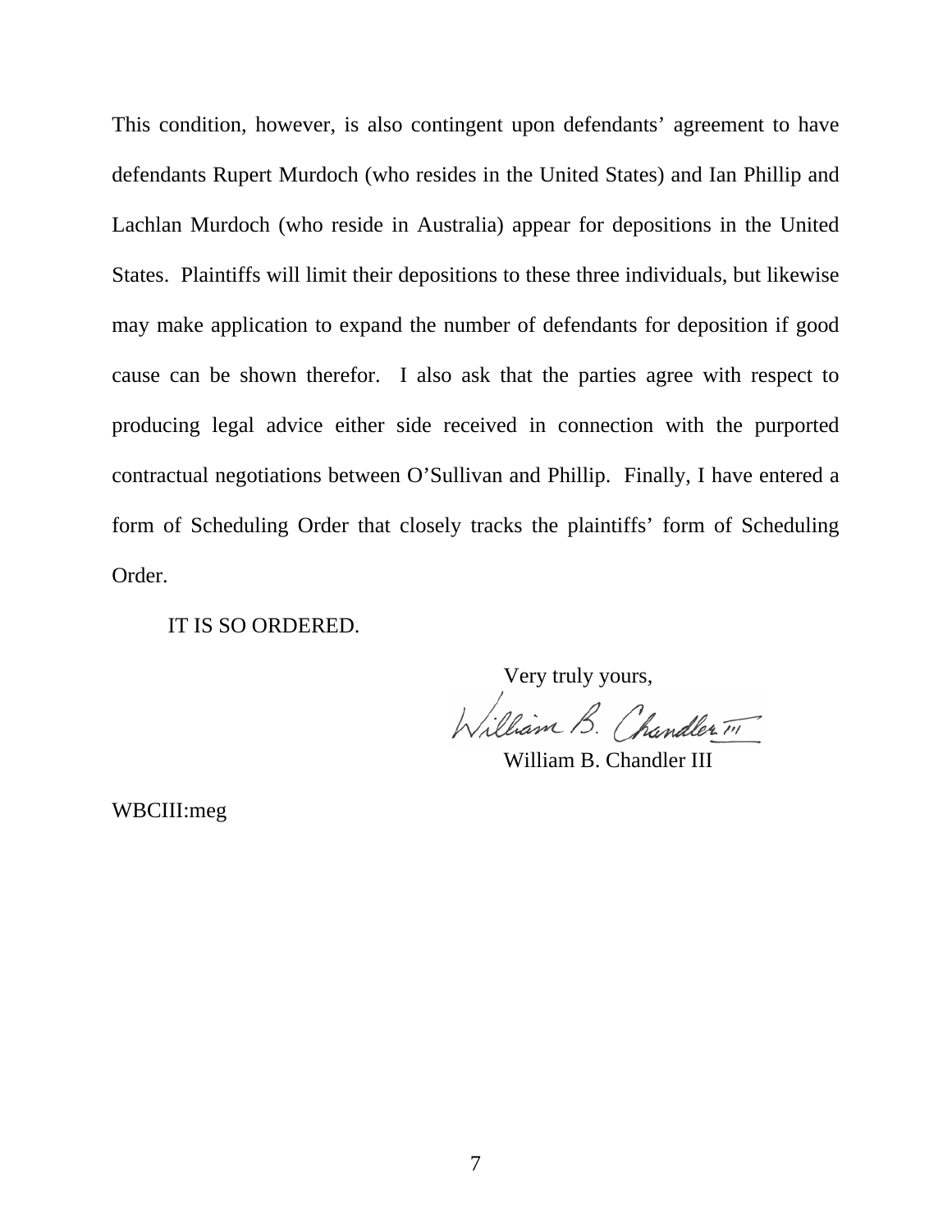This condition, however, is also contingent upon defendants' agreement to have defendants Rupert Murdoch (who resides in the United States) and Ian Phillip and Lachlan Murdoch (who reside in Australia) appear for depositions in the United States. Plaintiffs will limit their depositions to these three individuals, but likewise may make application to expand the number of defendants for deposition if good cause can be shown therefor. I also ask that the parties agree with respect to producing legal advice either side received in connection with the purported contractual negotiations between O'Sullivan and Phillip. Finally, I have entered a form of Scheduling Order that closely tracks the plaintiffs' form of Scheduling Order.

IT IS SO ORDERED.

Very truly yours,

William B. Chandler III

WBCIII:meg